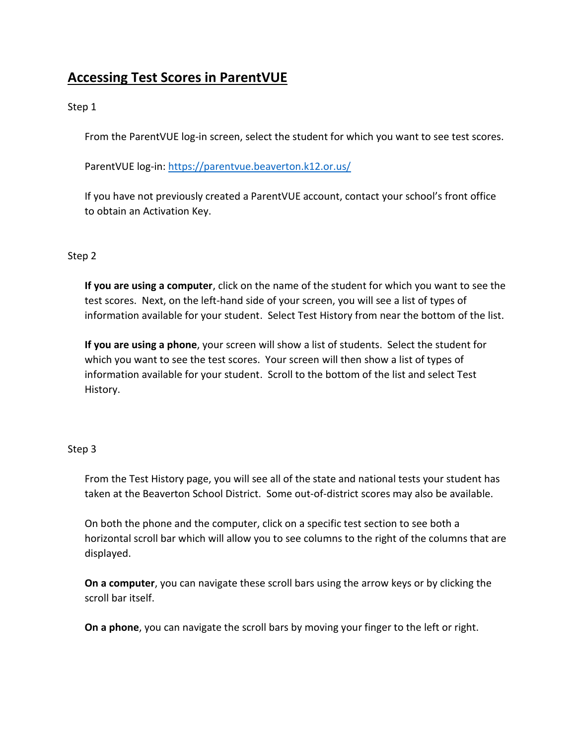# Accessing Test Scores in ParentVUE

Step 1

From the ParentVUE log-in screen, select the student for which you want to see test scores.

ParentVUE log-in: https://parentvue.beaverton.k12.or.us/

If you have not previously created a ParentVUE account, contact your school's front office to obtain an Activation Key.

Step 2

**If you are using a computer**, click on the name of the student for which you want to see the test scores. Next, on the left-hand side of your screen, you will see a list of types of information available for your student. Select Test History from near the bottom of the list.

**If you are using a phone**, your screen will show a list of students. Select the student for which you want to see the test scores. Your screen will then show a list of types of information available for your student. Scroll to the bottom of the list and select Test History.

Step 3

From the Test History page, you will see all of the state and national tests your student has taken at the Beaverton School District. Some out-of-district scores may also be available.

On both the phone and the computer, click on a specific test section to see both a horizontal scroll bar which will allow you to see columns to the right of the columns that are displayed.

**On a computer**, you can navigate these scroll bars using the arrow keys or by clicking the scroll bar itself.

**On a phone**, you can navigate the scroll bars by moving your finger to the left or right.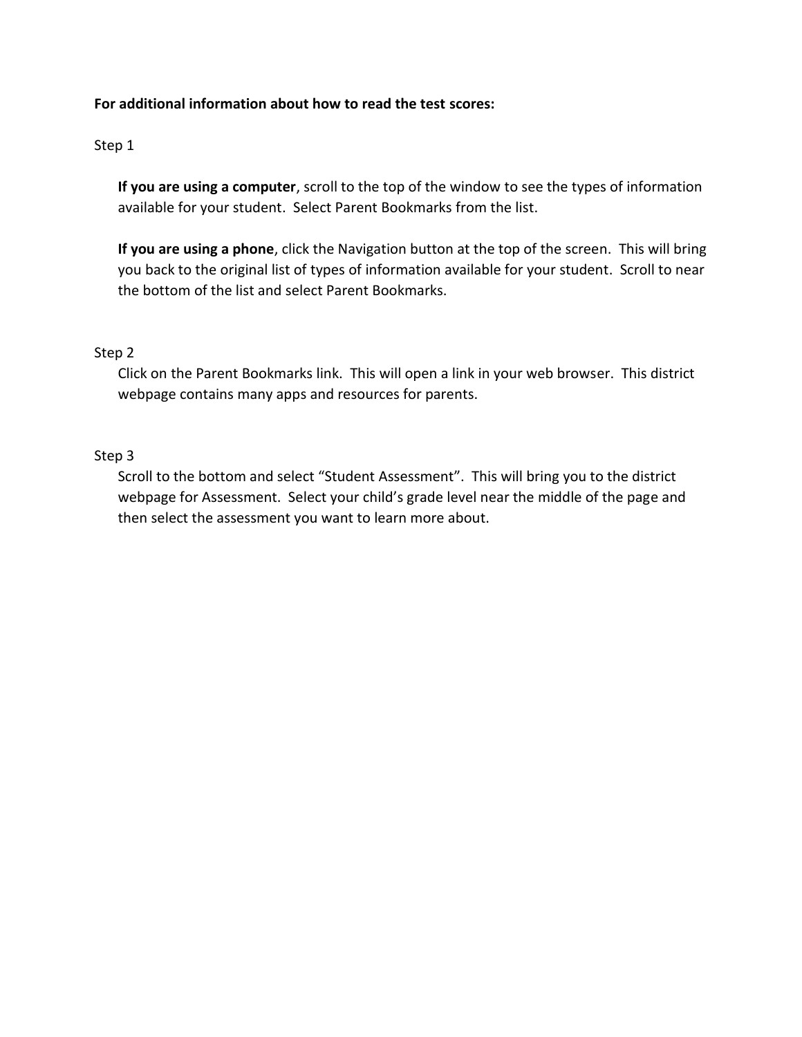**For additional information about how to read the test scores:**

Step 1

**If you are using a computer**, scroll to the top of the window to see the types of information available for your student. Select Parent Bookmarks from the list.

**If you are using a phone**, click the Navigation button at the top of the screen. This will bring you back to the original list of types of information available for your student. Scroll to near the bottom of the list and select Parent Bookmarks.

Step 2

Click on the Parent Bookmarks link. This will open a link in your web browser. This district webpage contains many apps and resources for parents.

Step 3

Scroll to the bottom and select "Student Assessment". This will bring you to the district webpage for Assessment. Select your child's grade level near the middle of the page and then select the assessment you want to learn more about.